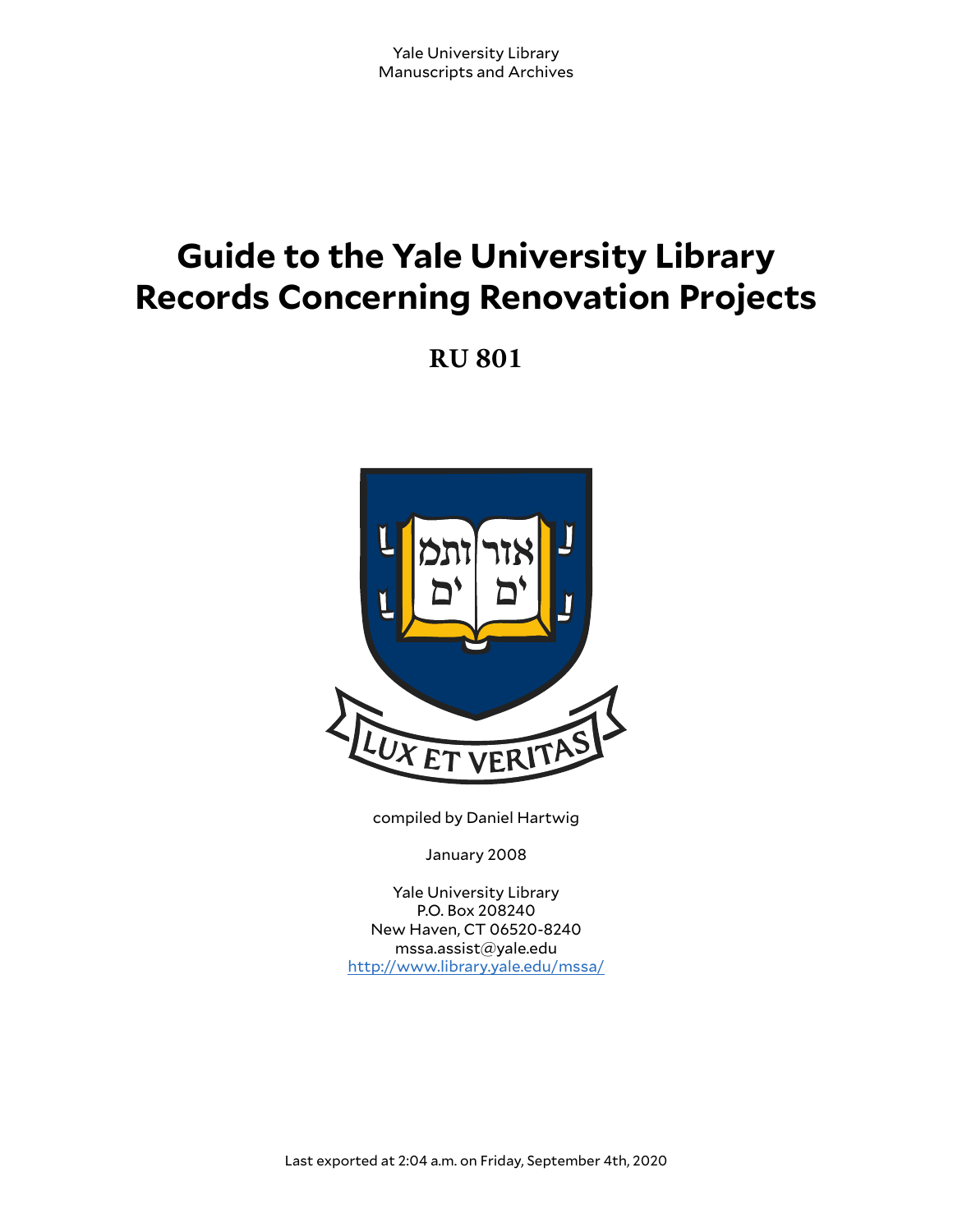Yale University Library
Manuscripts and Archives

# Guide to the Yale University Library Records Concerning Renovation Projects

## RU 801

compiled by Daniel Hartwig

January 2008

Yale University Library
P.O. Box 208240
New Haven, CT 06520-8240
mssa.assist@yale.edu
http://www.library.yale.edu/mssa/

Last exported at 2:04 a.m. on Friday, September 4th, 2020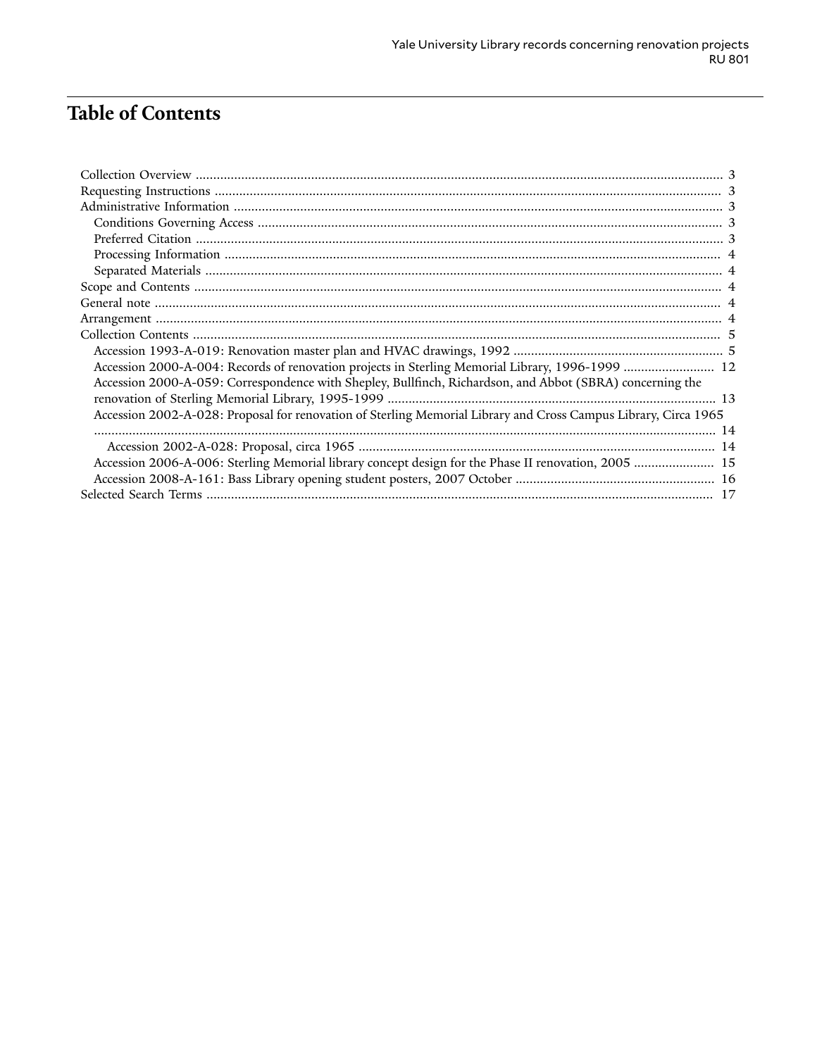# Table of Contents

- Collection Overview ..... 3
- Requesting Instructions ..... 3
- Administrative Information ..... 3
  - Conditions Governing Access ..... 3
  - Preferred Citation ..... 3
  - Processing Information ..... 4
  - Separated Materials ..... 4
- Scope and Contents ..... 4
- General note ..... 4
- Arrangement ..... 4
- Collection Contents ..... 5
  - Accession 1993-A-019: Renovation master plan and HVAC drawings, 1992 ..... 5
  - Accession 2000-A-004: Records of renovation projects in Sterling Memorial Library, 1996-1999 ..... 12
  - Accession 2000-A-059: Correspondence with Shepley, Bullfinch, Richardson, and Abbot (SBRA) concerning the renovation of Sterling Memorial Library, 1995-1999 ..... 13
  - Accession 2002-A-028: Proposal for renovation of Sterling Memorial Library and Cross Campus Library, Circa 1965 ..... 14
    - Accession 2002-A-028: Proposal, circa 1965 ..... 14
  - Accession 2006-A-006: Sterling Memorial library concept design for the Phase II renovation, 2005 ..... 15
  - Accession 2008-A-161: Bass Library opening student posters, 2007 October ..... 16
- Selected Search Terms ..... 17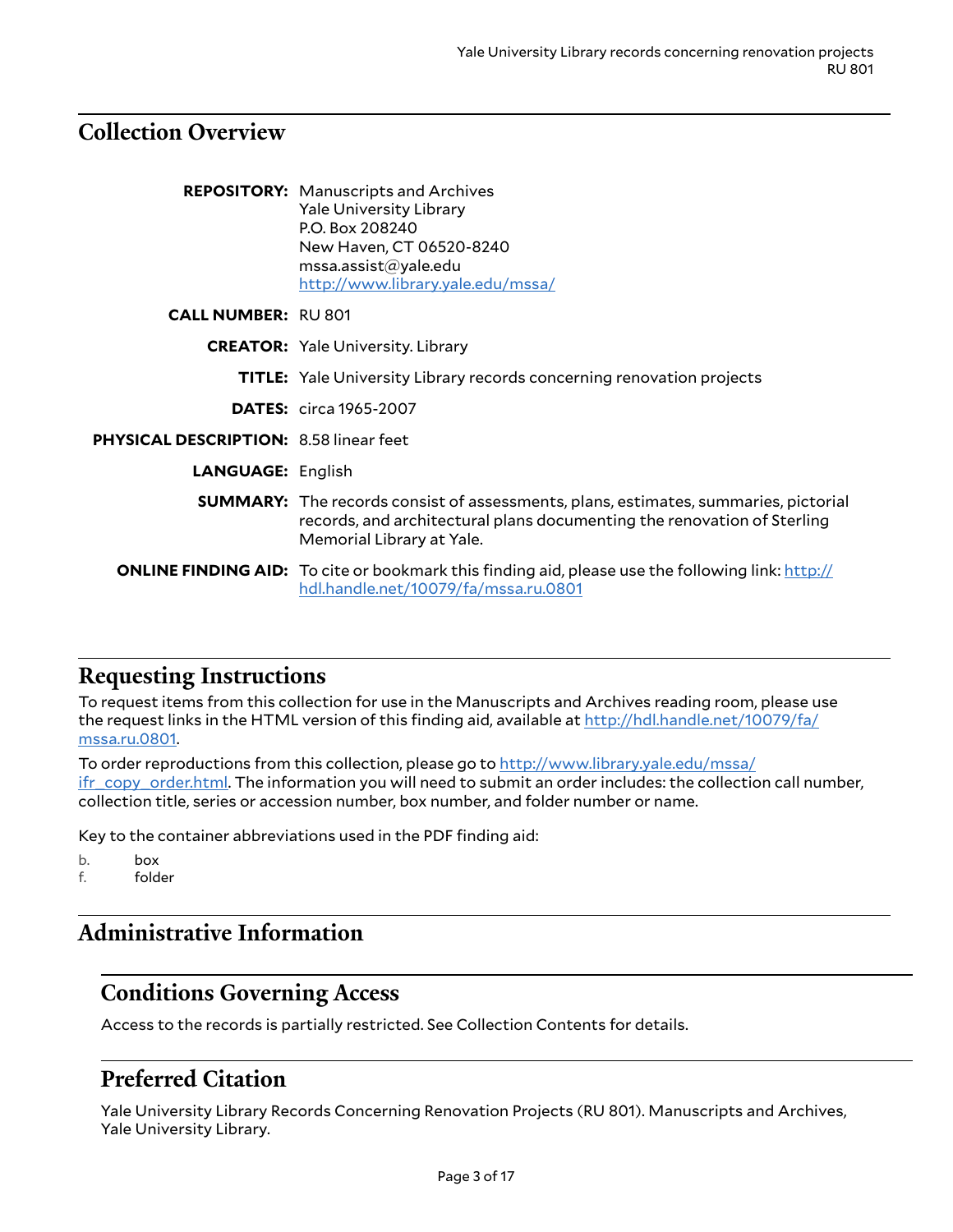## Collection Overview

**REPOSITORY:** Manuscripts and Archives
Yale University Library
P.O. Box 208240
New Haven, CT 06520-8240
mssa.assist@yale.edu
http://www.library.yale.edu/mssa/

**CALL NUMBER:** RU 801

**CREATOR:** Yale University. Library

**TITLE:** Yale University Library records concerning renovation projects

**DATES:** circa 1965-2007

**PHYSICAL DESCRIPTION:** 8.58 linear feet

**LANGUAGE:** English

**SUMMARY:** The records consist of assessments, plans, estimates, summaries, pictorial records, and architectural plans documenting the renovation of Sterling Memorial Library at Yale.

**ONLINE FINDING AID:** To cite or bookmark this finding aid, please use the following link: http://hdl.handle.net/10079/fa/mssa.ru.0801

## Requesting Instructions

To request items from this collection for use in the Manuscripts and Archives reading room, please use the request links in the HTML version of this finding aid, available at http://hdl.handle.net/10079/fa/mssa.ru.0801.

To order reproductions from this collection, please go to http://www.library.yale.edu/mssa/ifr_copy_order.html. The information you will need to submit an order includes: the collection call number, collection title, series or accession number, box number, and folder number or name.

Key to the container abbreviations used in the PDF finding aid:

b. box
f. folder

## Administrative Information

### Conditions Governing Access

Access to the records is partially restricted. See Collection Contents for details.

### Preferred Citation

Yale University Library Records Concerning Renovation Projects (RU 801). Manuscripts and Archives, Yale University Library.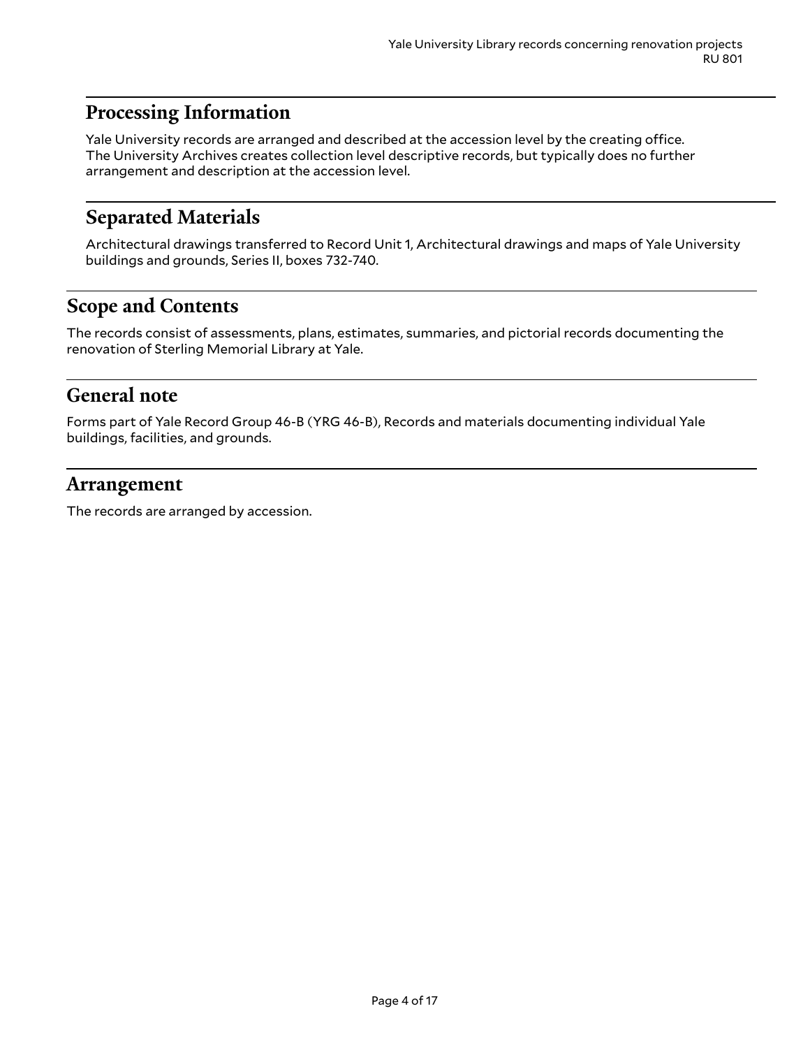## Processing Information

Yale University records are arranged and described at the accession level by the creating office. The University Archives creates collection level descriptive records, but typically does no further arrangement and description at the accession level.

## Separated Materials

Architectural drawings transferred to Record Unit 1, Architectural drawings and maps of Yale University buildings and grounds, Series II, boxes 732-740.

## Scope and Contents

The records consist of assessments, plans, estimates, summaries, and pictorial records documenting the renovation of Sterling Memorial Library at Yale.

## General note

Forms part of Yale Record Group 46-B (YRG 46-B), Records and materials documenting individual Yale buildings, facilities, and grounds.

## Arrangement

The records are arranged by accession.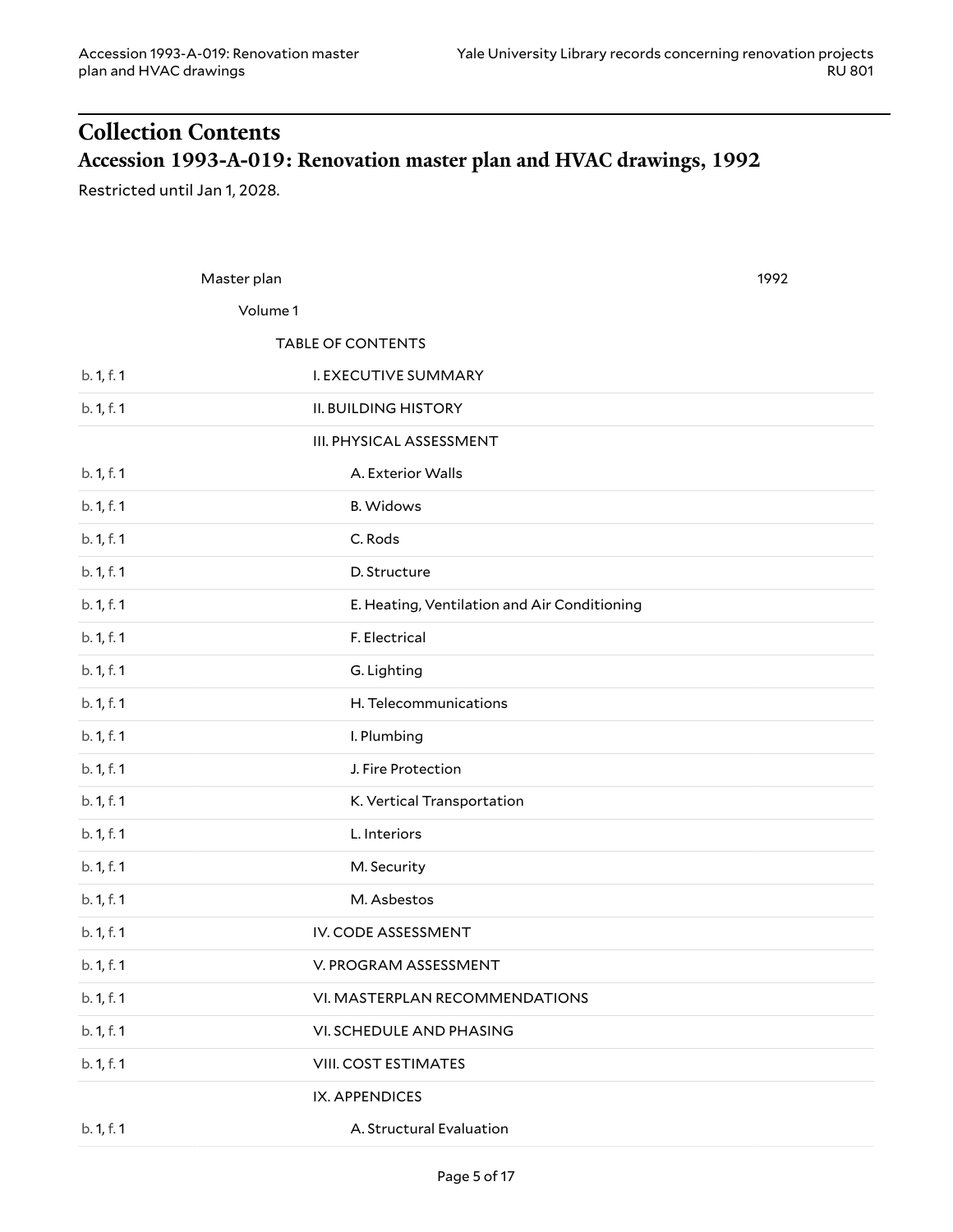# Collection Contents

## Accession 1993-A-019: Renovation master plan and HVAC drawings, 1992

Restricted until Jan 1, 2028.

| Location | Title | Date |
|---|---|---|
| | Master plan | 1992 |
| | Volume 1 | |
| | TABLE OF CONTENTS | |
| b. 1, f. 1 | I. EXECUTIVE SUMMARY | |
| b. 1, f. 1 | II. BUILDING HISTORY | |
| | III. PHYSICAL ASSESSMENT | |
| b. 1, f. 1 | A. Exterior Walls | |
| b. 1, f. 1 | B. Widows | |
| b. 1, f. 1 | C. Rods | |
| b. 1, f. 1 | D. Structure | |
| b. 1, f. 1 | E. Heating, Ventilation and Air Conditioning | |
| b. 1, f. 1 | F. Electrical | |
| b. 1, f. 1 | G. Lighting | |
| b. 1, f. 1 | H. Telecommunications | |
| b. 1, f. 1 | I. Plumbing | |
| b. 1, f. 1 | J. Fire Protection | |
| b. 1, f. 1 | K. Vertical Transportation | |
| b. 1, f. 1 | L. Interiors | |
| b. 1, f. 1 | M. Security | |
| b. 1, f. 1 | M. Asbestos | |
| b. 1, f. 1 | IV. CODE ASSESSMENT | |
| b. 1, f. 1 | V. PROGRAM ASSESSMENT | |
| b. 1, f. 1 | VI. MASTERPLAN RECOMMENDATIONS | |
| b. 1, f. 1 | VI. SCHEDULE AND PHASING | |
| b. 1, f. 1 | VIII. COST ESTIMATES | |
| | IX. APPENDICES | |
| b. 1, f. 1 | A. Structural Evaluation | |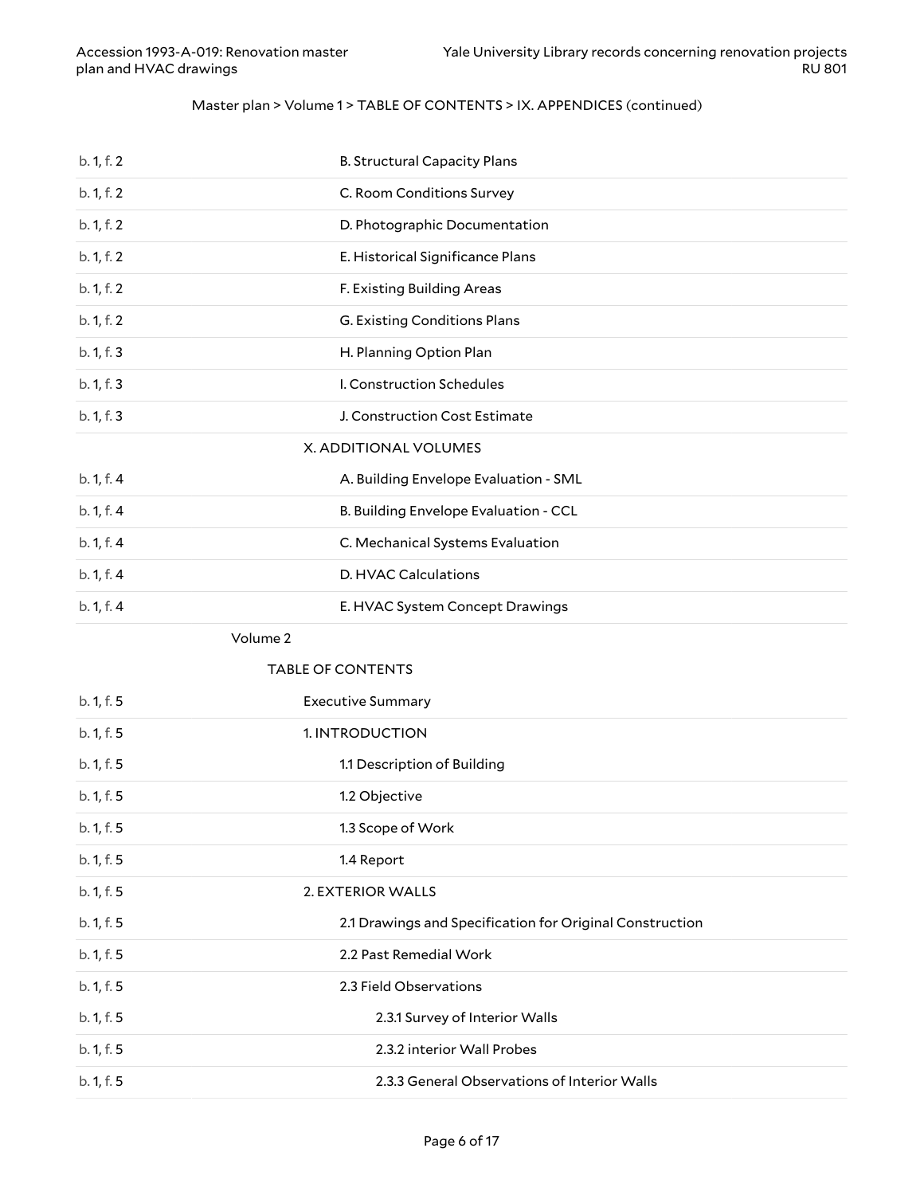Master plan > Volume 1 > TABLE OF CONTENTS > IX. APPENDICES (continued)

| | |
|---|---|
| b. 1, f. 2 | B. Structural Capacity Plans |
| b. 1, f. 2 | C. Room Conditions Survey |
| b. 1, f. 2 | D. Photographic Documentation |
| b. 1, f. 2 | E. Historical Significance Plans |
| b. 1, f. 2 | F. Existing Building Areas |
| b. 1, f. 2 | G. Existing Conditions Plans |
| b. 1, f. 3 | H. Planning Option Plan |
| b. 1, f. 3 | I. Construction Schedules |
| b. 1, f. 3 | J. Construction Cost Estimate |
| | X. ADDITIONAL VOLUMES |
| b. 1, f. 4 | A. Building Envelope Evaluation - SML |
| b. 1, f. 4 | B. Building Envelope Evaluation - CCL |
| b. 1, f. 4 | C. Mechanical Systems Evaluation |
| b. 1, f. 4 | D. HVAC Calculations |
| b. 1, f. 4 | E. HVAC System Concept Drawings |
| | Volume 2 |
| | TABLE OF CONTENTS |
| b. 1, f. 5 | Executive Summary |
| b. 1, f. 5 | 1. INTRODUCTION |
| b. 1, f. 5 | 1.1 Description of Building |
| b. 1, f. 5 | 1.2 Objective |
| b. 1, f. 5 | 1.3 Scope of Work |
| b. 1, f. 5 | 1.4 Report |
| b. 1, f. 5 | 2. EXTERIOR WALLS |
| b. 1, f. 5 | 2.1 Drawings and Specification for Original Construction |
| b. 1, f. 5 | 2.2 Past Remedial Work |
| b. 1, f. 5 | 2.3 Field Observations |
| b. 1, f. 5 | 2.3.1 Survey of Interior Walls |
| b. 1, f. 5 | 2.3.2 interior Wall Probes |
| b. 1, f. 5 | 2.3.3 General Observations of Interior Walls |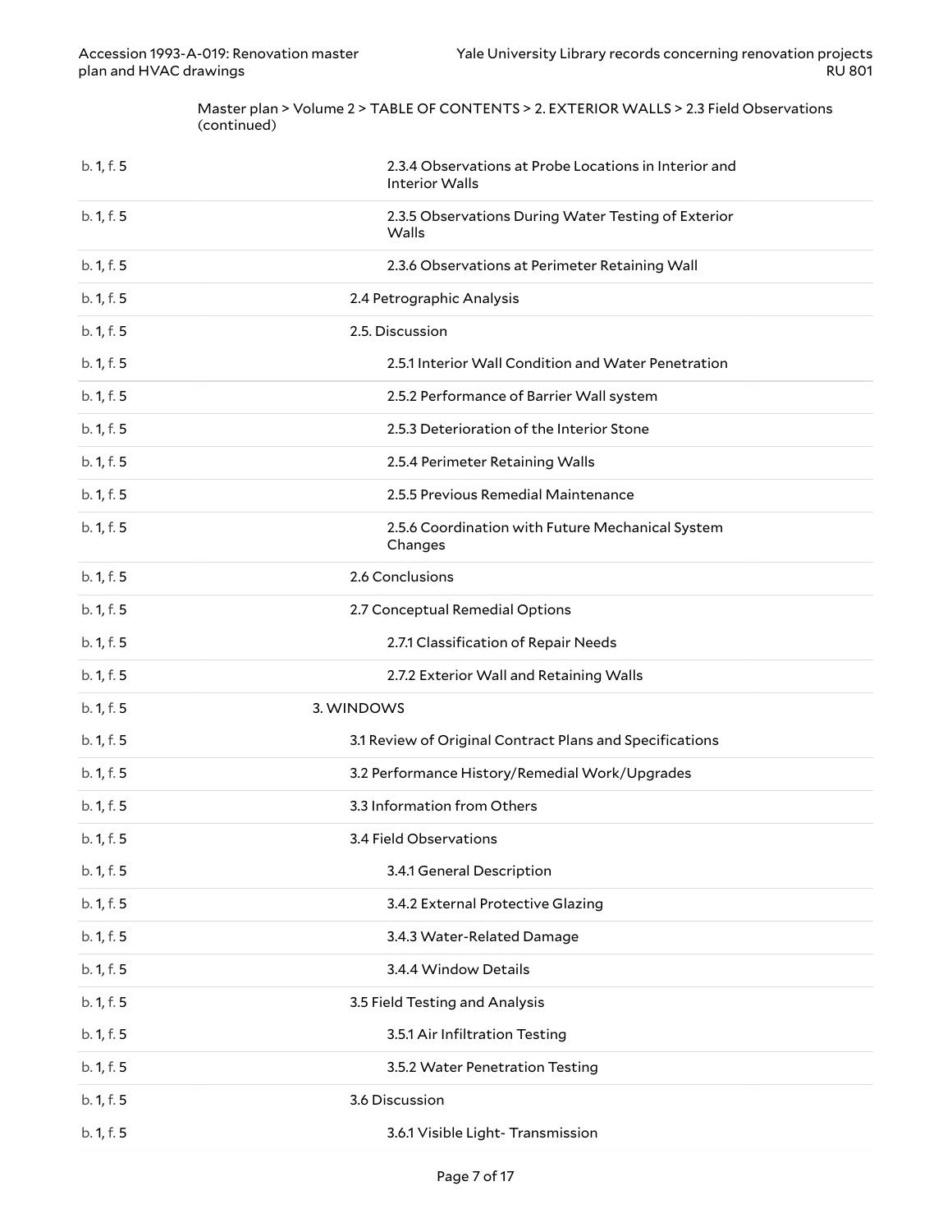Master plan > Volume 2 > TABLE OF CONTENTS > 2. EXTERIOR WALLS > 2.3 Field Observations (continued)

| | |
|---|---|
| b. 1, f. 5 | 2.3.4 Observations at Probe Locations in Interior and Interior Walls |
| b. 1, f. 5 | 2.3.5 Observations During Water Testing of Exterior Walls |
| b. 1, f. 5 | 2.3.6 Observations at Perimeter Retaining Wall |
| b. 1, f. 5 | 2.4 Petrographic Analysis |
| b. 1, f. 5 | 2.5. Discussion |
| b. 1, f. 5 | 2.5.1 Interior Wall Condition and Water Penetration |
| b. 1, f. 5 | 2.5.2 Performance of Barrier Wall system |
| b. 1, f. 5 | 2.5.3 Deterioration of the Interior Stone |
| b. 1, f. 5 | 2.5.4 Perimeter Retaining Walls |
| b. 1, f. 5 | 2.5.5 Previous Remedial Maintenance |
| b. 1, f. 5 | 2.5.6 Coordination with Future Mechanical System Changes |
| b. 1, f. 5 | 2.6 Conclusions |
| b. 1, f. 5 | 2.7 Conceptual Remedial Options |
| b. 1, f. 5 | 2.7.1 Classification of Repair Needs |
| b. 1, f. 5 | 2.7.2 Exterior Wall and Retaining Walls |
| b. 1, f. 5 | 3. WINDOWS |
| b. 1, f. 5 | 3.1 Review of Original Contract Plans and Specifications |
| b. 1, f. 5 | 3.2 Performance History/Remedial Work/Upgrades |
| b. 1, f. 5 | 3.3 Information from Others |
| b. 1, f. 5 | 3.4 Field Observations |
| b. 1, f. 5 | 3.4.1 General Description |
| b. 1, f. 5 | 3.4.2 External Protective Glazing |
| b. 1, f. 5 | 3.4.3 Water-Related Damage |
| b. 1, f. 5 | 3.4.4 Window Details |
| b. 1, f. 5 | 3.5 Field Testing and Analysis |
| b. 1, f. 5 | 3.5.1 Air Infiltration Testing |
| b. 1, f. 5 | 3.5.2 Water Penetration Testing |
| b. 1, f. 5 | 3.6 Discussion |
| b. 1, f. 5 | 3.6.1 Visible Light- Transmission |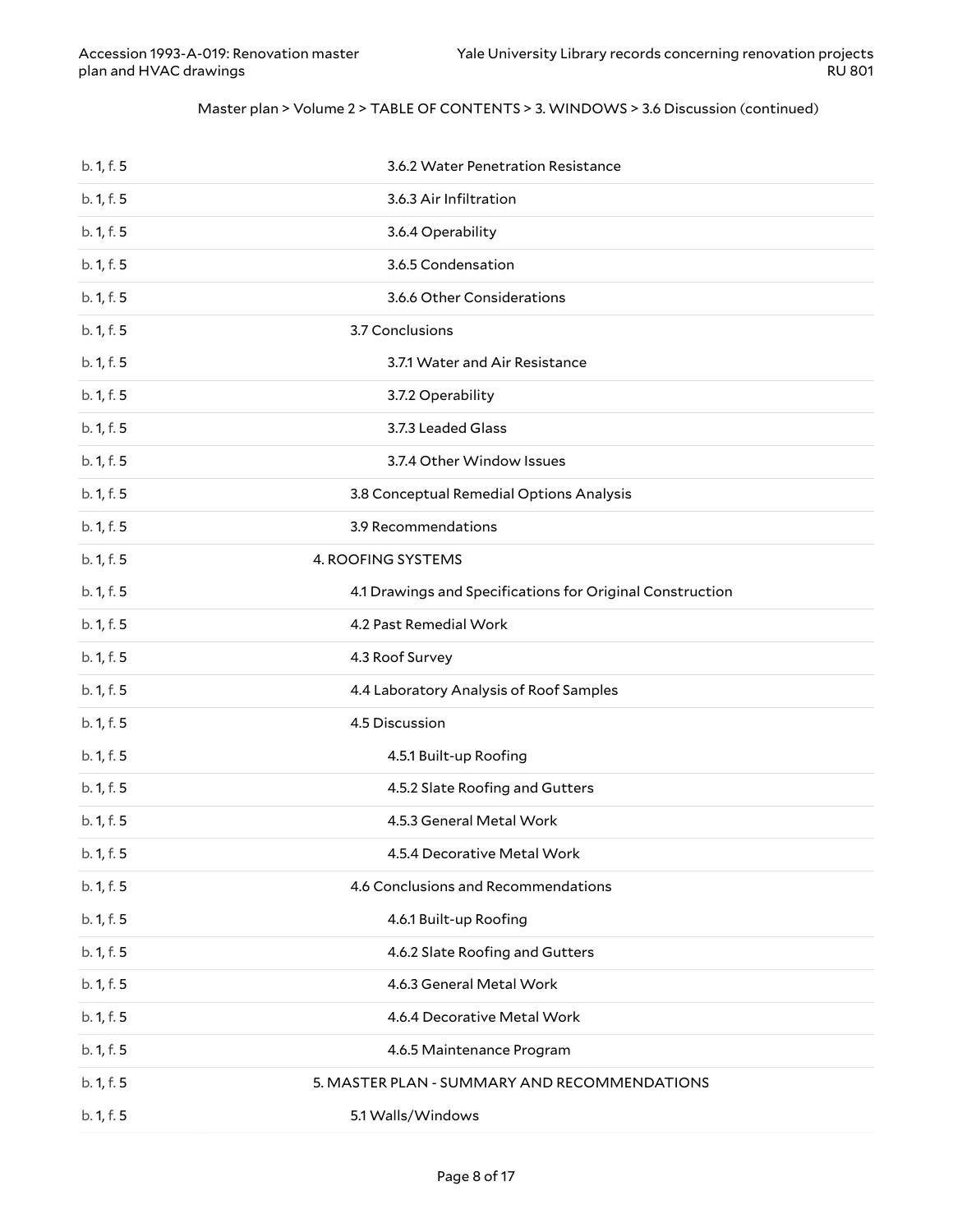Master plan > Volume 2 > TABLE OF CONTENTS > 3. WINDOWS > 3.6 Discussion (continued)

| | |
|---|---|
| b. 1, f. 5 | 3.6.2 Water Penetration Resistance |
| b. 1, f. 5 | 3.6.3 Air Infiltration |
| b. 1, f. 5 | 3.6.4 Operability |
| b. 1, f. 5 | 3.6.5 Condensation |
| b. 1, f. 5 | 3.6.6 Other Considerations |
| b. 1, f. 5 | 3.7 Conclusions |
| b. 1, f. 5 | 3.7.1 Water and Air Resistance |
| b. 1, f. 5 | 3.7.2 Operability |
| b. 1, f. 5 | 3.7.3 Leaded Glass |
| b. 1, f. 5 | 3.7.4 Other Window Issues |
| b. 1, f. 5 | 3.8 Conceptual Remedial Options Analysis |
| b. 1, f. 5 | 3.9 Recommendations |
| b. 1, f. 5 | 4. ROOFING SYSTEMS |
| b. 1, f. 5 | 4.1 Drawings and Specifications for Original Construction |
| b. 1, f. 5 | 4.2 Past Remedial Work |
| b. 1, f. 5 | 4.3 Roof Survey |
| b. 1, f. 5 | 4.4 Laboratory Analysis of Roof Samples |
| b. 1, f. 5 | 4.5 Discussion |
| b. 1, f. 5 | 4.5.1 Built-up Roofing |
| b. 1, f. 5 | 4.5.2 Slate Roofing and Gutters |
| b. 1, f. 5 | 4.5.3 General Metal Work |
| b. 1, f. 5 | 4.5.4 Decorative Metal Work |
| b. 1, f. 5 | 4.6 Conclusions and Recommendations |
| b. 1, f. 5 | 4.6.1 Built-up Roofing |
| b. 1, f. 5 | 4.6.2 Slate Roofing and Gutters |
| b. 1, f. 5 | 4.6.3 General Metal Work |
| b. 1, f. 5 | 4.6.4 Decorative Metal Work |
| b. 1, f. 5 | 4.6.5 Maintenance Program |
| b. 1, f. 5 | 5. MASTER PLAN - SUMMARY AND RECOMMENDATIONS |
| b. 1, f. 5 | 5.1 Walls/Windows |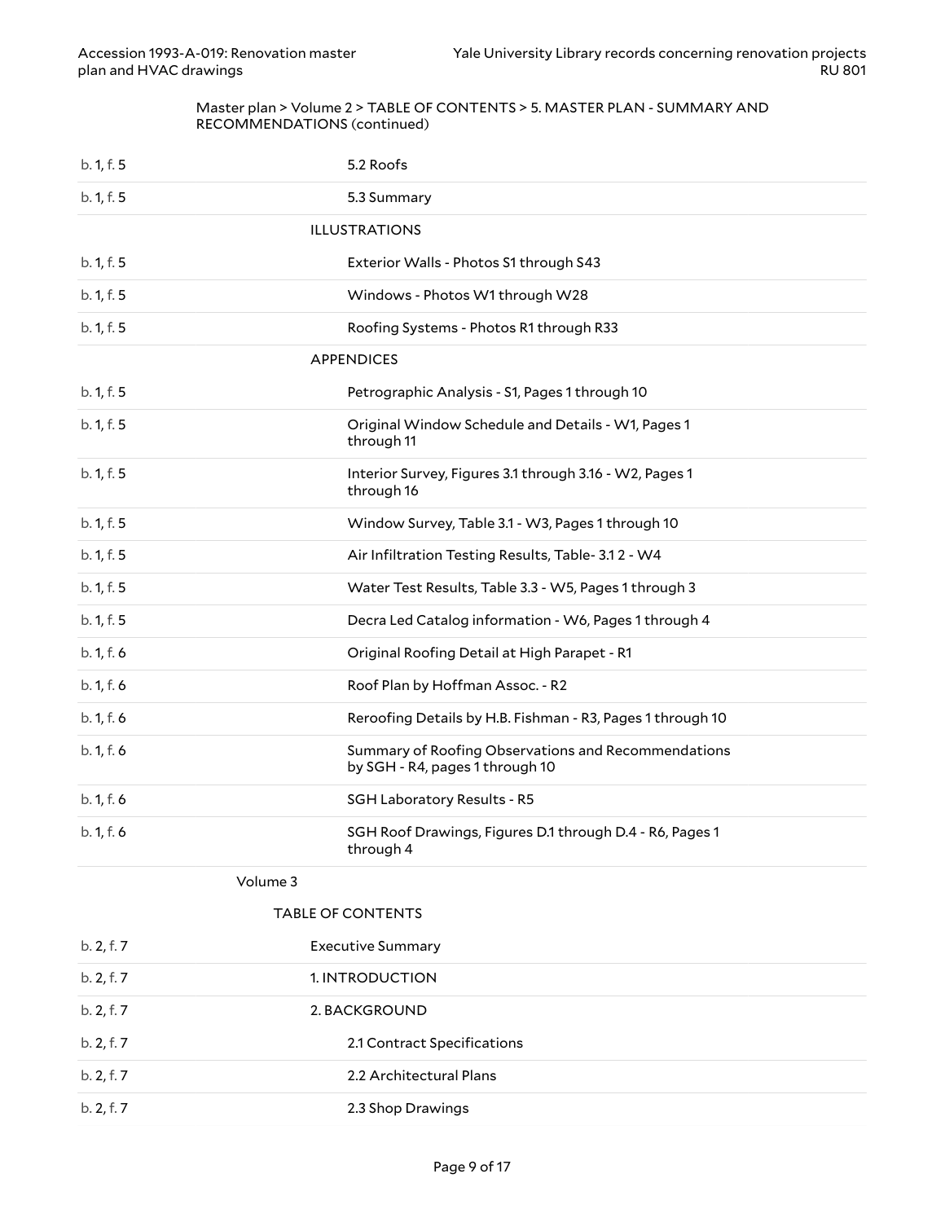Master plan > Volume 2 > TABLE OF CONTENTS > 5. MASTER PLAN - SUMMARY AND RECOMMENDATIONS (continued)

| | |
|---|---|
| b. 1, f. 5 | 5.2 Roofs |
| b. 1, f. 5 | 5.3 Summary |
| | ILLUSTRATIONS |
| b. 1, f. 5 | Exterior Walls - Photos S1 through S43 |
| b. 1, f. 5 | Windows - Photos W1 through W28 |
| b. 1, f. 5 | Roofing Systems - Photos R1 through R33 |
| | APPENDICES |
| b. 1, f. 5 | Petrographic Analysis - S1, Pages 1 through 10 |
| b. 1, f. 5 | Original Window Schedule and Details - W1, Pages 1 through 11 |
| b. 1, f. 5 | Interior Survey, Figures 3.1 through 3.16 - W2, Pages 1 through 16 |
| b. 1, f. 5 | Window Survey, Table 3.1 - W3, Pages 1 through 10 |
| b. 1, f. 5 | Air Infiltration Testing Results, Table- 3.1 2 - W4 |
| b. 1, f. 5 | Water Test Results, Table 3.3 - W5, Pages 1 through 3 |
| b. 1, f. 5 | Decra Led Catalog information - W6, Pages 1 through 4 |
| b. 1, f. 6 | Original Roofing Detail at High Parapet - R1 |
| b. 1, f. 6 | Roof Plan by Hoffman Assoc. - R2 |
| b. 1, f. 6 | Reroofing Details by H.B. Fishman - R3, Pages 1 through 10 |
| b. 1, f. 6 | Summary of Roofing Observations and Recommendations by SGH - R4, pages 1 through 10 |
| b. 1, f. 6 | SGH Laboratory Results - R5 |
| b. 1, f. 6 | SGH Roof Drawings, Figures D.1 through D.4 - R6, Pages 1 through 4 |

Volume 3

TABLE OF CONTENTS

| | |
|---|---|
| b. 2, f. 7 | Executive Summary |
| b. 2, f. 7 | 1. INTRODUCTION |
| b. 2, f. 7 | 2. BACKGROUND |
| b. 2, f. 7 | 2.1 Contract Specifications |
| b. 2, f. 7 | 2.2 Architectural Plans |
| b. 2, f. 7 | 2.3 Shop Drawings |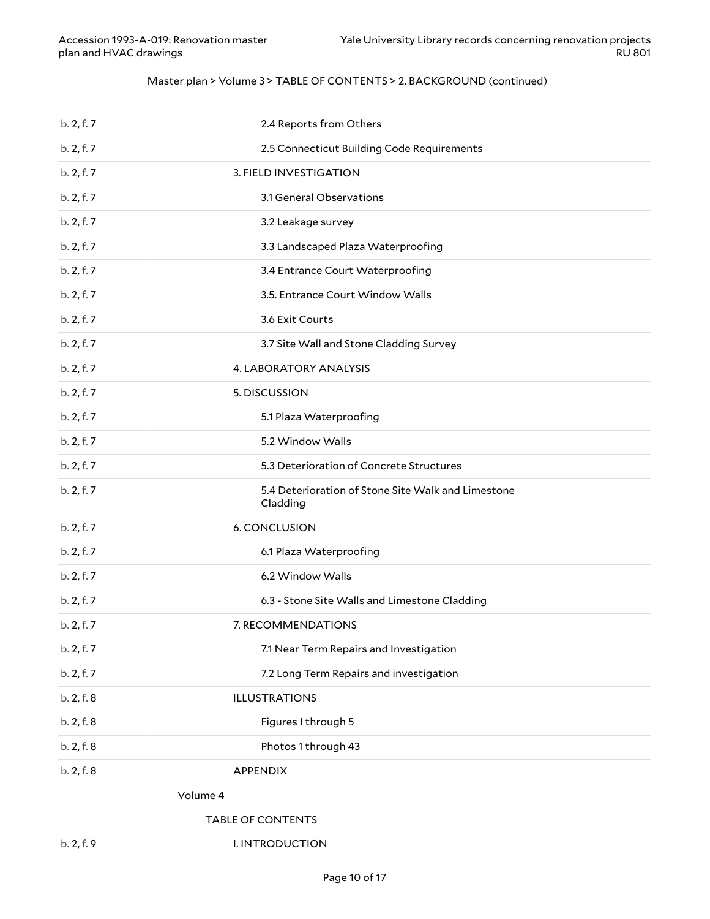Master plan > Volume 3 > TABLE OF CONTENTS > 2. BACKGROUND (continued)

| | |
|---|---|
| b. 2, f. 7 | 2.4 Reports from Others |
| b. 2, f. 7 | 2.5 Connecticut Building Code Requirements |
| b. 2, f. 7 | 3. FIELD INVESTIGATION |
| b. 2, f. 7 | 3.1 General Observations |
| b. 2, f. 7 | 3.2 Leakage survey |
| b. 2, f. 7 | 3.3 Landscaped Plaza Waterproofing |
| b. 2, f. 7 | 3.4 Entrance Court Waterproofing |
| b. 2, f. 7 | 3.5. Entrance Court Window Walls |
| b. 2, f. 7 | 3.6 Exit Courts |
| b. 2, f. 7 | 3.7 Site Wall and Stone Cladding Survey |
| b. 2, f. 7 | 4. LABORATORY ANALYSIS |
| b. 2, f. 7 | 5. DISCUSSION |
| b. 2, f. 7 | 5.1 Plaza Waterproofing |
| b. 2, f. 7 | 5.2 Window Walls |
| b. 2, f. 7 | 5.3 Deterioration of Concrete Structures |
| b. 2, f. 7 | 5.4 Deterioration of Stone Site Walk and Limestone Cladding |
| b. 2, f. 7 | 6. CONCLUSION |
| b. 2, f. 7 | 6.1 Plaza Waterproofing |
| b. 2, f. 7 | 6.2 Window Walls |
| b. 2, f. 7 | 6.3 - Stone Site Walls and Limestone Cladding |
| b. 2, f. 7 | 7. RECOMMENDATIONS |
| b. 2, f. 7 | 7.1 Near Term Repairs and Investigation |
| b. 2, f. 7 | 7.2 Long Term Repairs and investigation |
| b. 2, f. 8 | ILLUSTRATIONS |
| b. 2, f. 8 | Figures I through 5 |
| b. 2, f. 8 | Photos 1 through 43 |
| b. 2, f. 8 | APPENDIX |

Volume 4

TABLE OF CONTENTS

| | |
|---|---|
| b. 2, f. 9 | I. INTRODUCTION |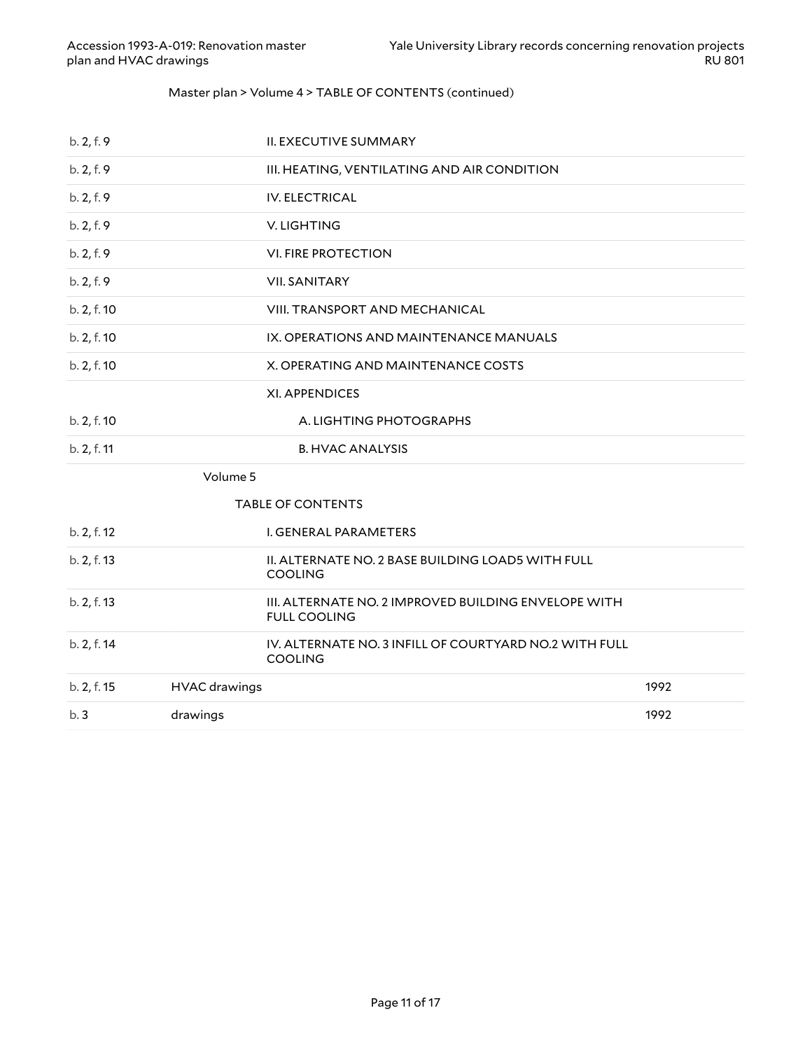Master plan > Volume 4 > TABLE OF CONTENTS (continued)

| | | | |
|---|---|---|---|
| b. 2, f. 9 | | II. EXECUTIVE SUMMARY | |
| b. 2, f. 9 | | III. HEATING, VENTILATING AND AIR CONDITION | |
| b. 2, f. 9 | | IV. ELECTRICAL | |
| b. 2, f. 9 | | V. LIGHTING | |
| b. 2, f. 9 | | VI. FIRE PROTECTION | |
| b. 2, f. 9 | | VII. SANITARY | |
| b. 2, f. 10 | | VIII. TRANSPORT AND MECHANICAL | |
| b. 2, f. 10 | | IX. OPERATIONS AND MAINTENANCE MANUALS | |
| b. 2, f. 10 | | X. OPERATING AND MAINTENANCE COSTS | |
| | | XI. APPENDICES | |
| b. 2, f. 10 | | A. LIGHTING PHOTOGRAPHS | |
| b. 2, f. 11 | | B. HVAC ANALYSIS | |
| | Volume 5 | | |
| | | TABLE OF CONTENTS | |
| b. 2, f. 12 | | I. GENERAL PARAMETERS | |
| b. 2, f. 13 | | II. ALTERNATE NO. 2 BASE BUILDING LOAD5 WITH FULL COOLING | |
| b. 2, f. 13 | | III. ALTERNATE NO. 2 IMPROVED BUILDING ENVELOPE WITH FULL COOLING | |
| b. 2, f. 14 | | IV. ALTERNATE NO. 3 INFILL OF COURTYARD NO.2 WITH FULL COOLING | |
| b. 2, f. 15 | HVAC drawings | | 1992 |
| b. 3 | drawings | | 1992 |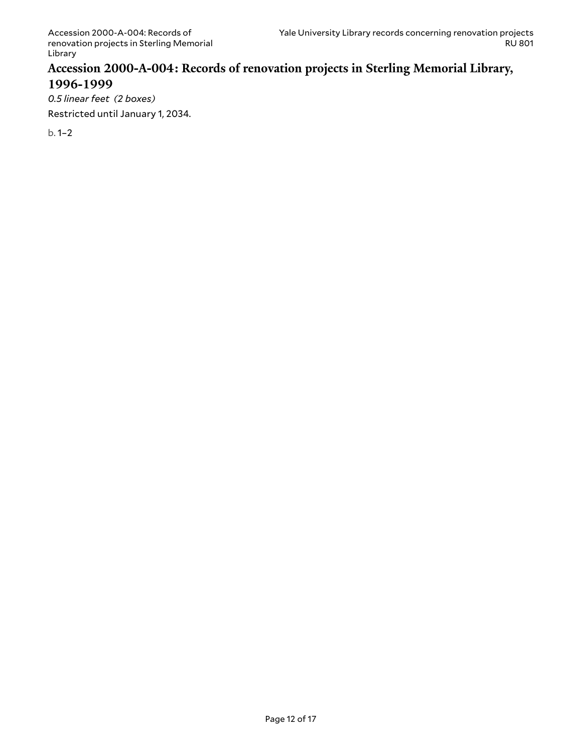## Accession 2000-A-004: Records of renovation projects in Sterling Memorial Library, 1996-1999

*0.5 linear feet (2 boxes)*

Restricted until January 1, 2034.

b. 1–2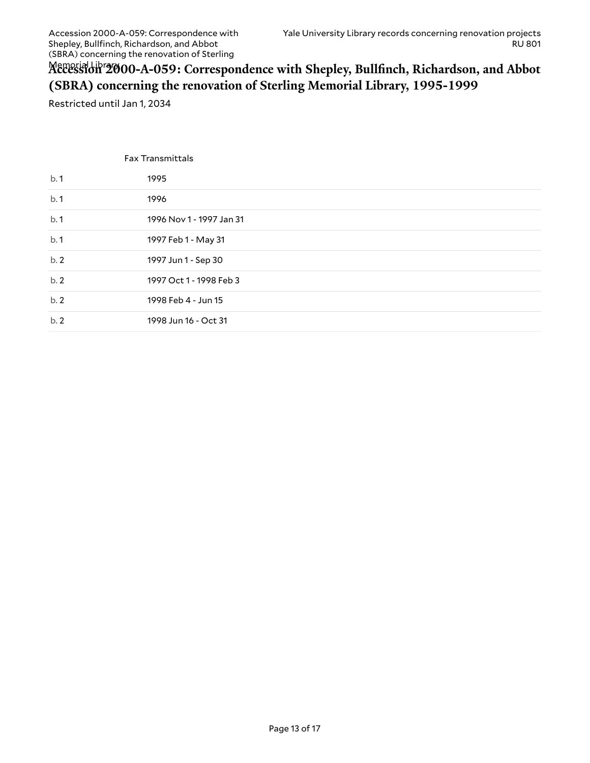# Accession 2000-A-059: Correspondence with Shepley, Bullfinch, Richardson, and Abbot (SBRA) concerning the renovation of Sterling Memorial Library, 1995-1999

Restricted until Jan 1, 2034

| | Fax Transmittals |
|---|---|
| b. 1 | 1995 |
| b. 1 | 1996 |
| b. 1 | 1996 Nov 1 - 1997 Jan 31 |
| b. 1 | 1997 Feb 1 - May 31 |
| b. 2 | 1997 Jun 1 - Sep 30 |
| b. 2 | 1997 Oct 1 - 1998 Feb 3 |
| b. 2 | 1998 Feb 4 - Jun 15 |
| b. 2 | 1998 Jun 16 - Oct 31 |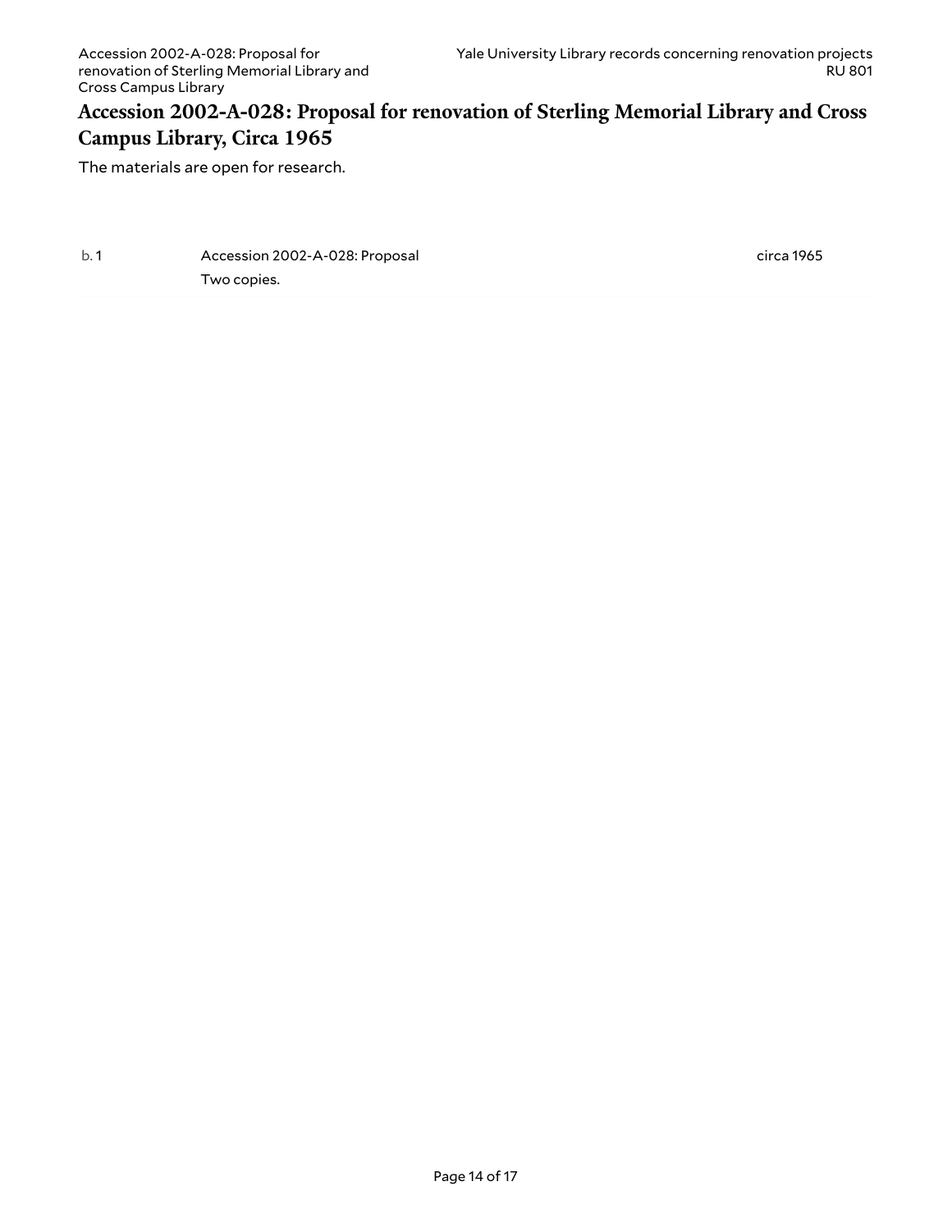## Accession 2002-A-028: Proposal for renovation of Sterling Memorial Library and Cross Campus Library, Circa 1965

The materials are open for research.

| | | |
|---|---|---|
| b. 1 | Accession 2002-A-028: Proposal<br>Two copies. | circa 1965 |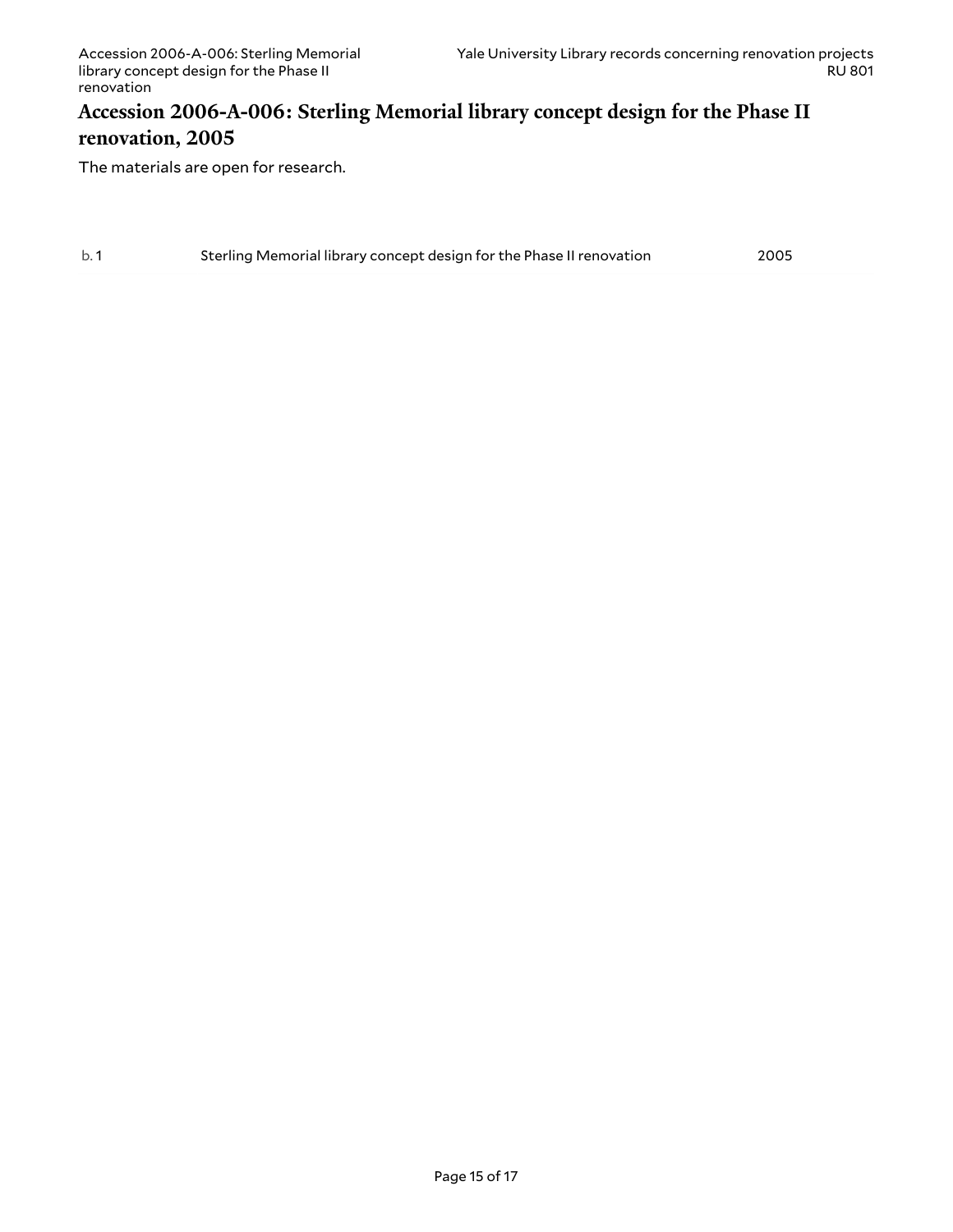## Accession 2006-A-006: Sterling Memorial library concept design for the Phase II renovation, 2005

The materials are open for research.

| | | |
|---|---|---|
| b. 1 | Sterling Memorial library concept design for the Phase II renovation | 2005 |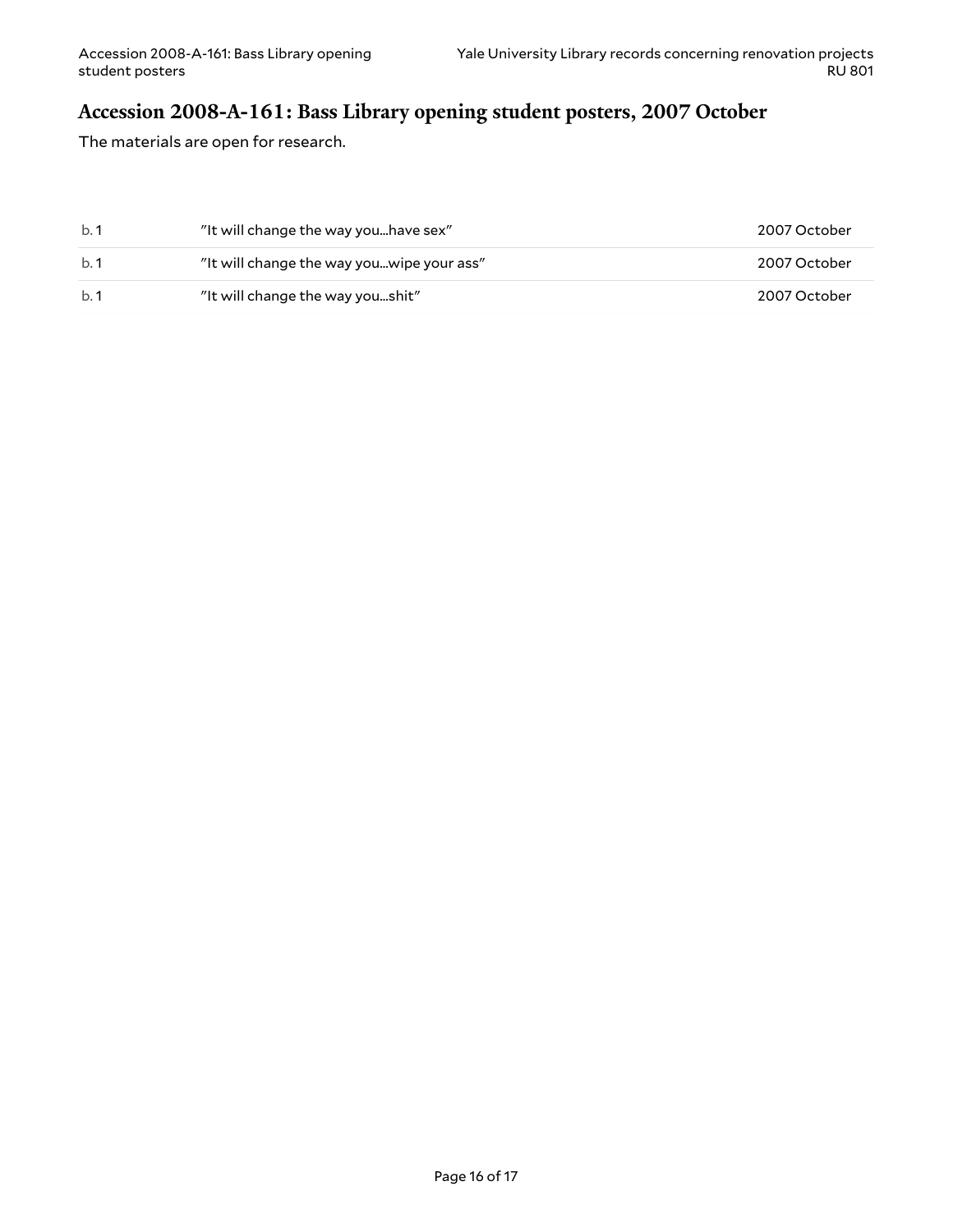## Accession 2008-A-161: Bass Library opening student posters, 2007 October

The materials are open for research.

| | | |
|---|---|---|
| b. 1 | "It will change the way you...have sex" | 2007 October |
| b. 1 | "It will change the way you...wipe your ass" | 2007 October |
| b. 1 | "It will change the way you...shit" | 2007 October |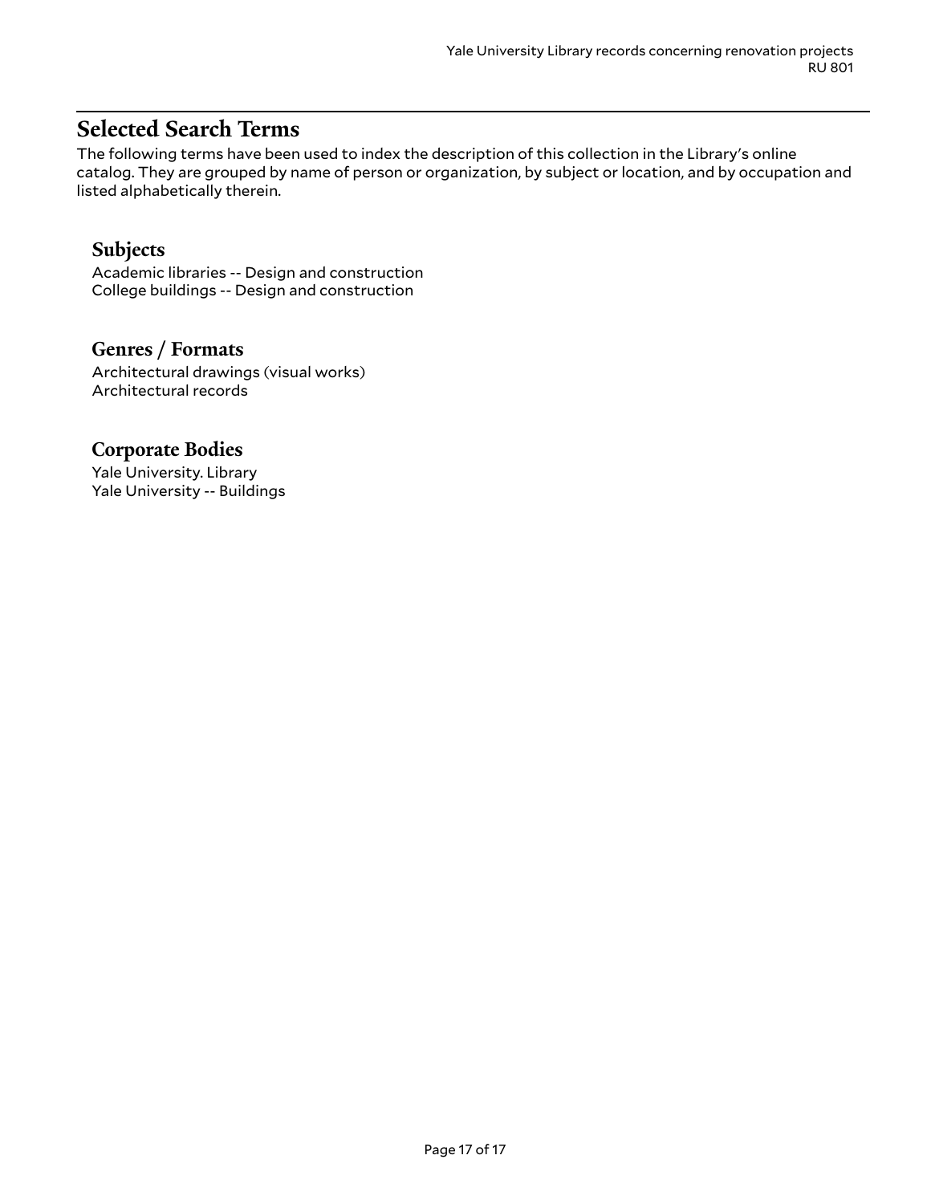## Selected Search Terms

The following terms have been used to index the description of this collection in the Library's online catalog. They are grouped by name of person or organization, by subject or location, and by occupation and listed alphabetically therein.

### Subjects

Academic libraries -- Design and construction
College buildings -- Design and construction

### Genres / Formats

Architectural drawings (visual works)
Architectural records

### Corporate Bodies

Yale University. Library
Yale University -- Buildings